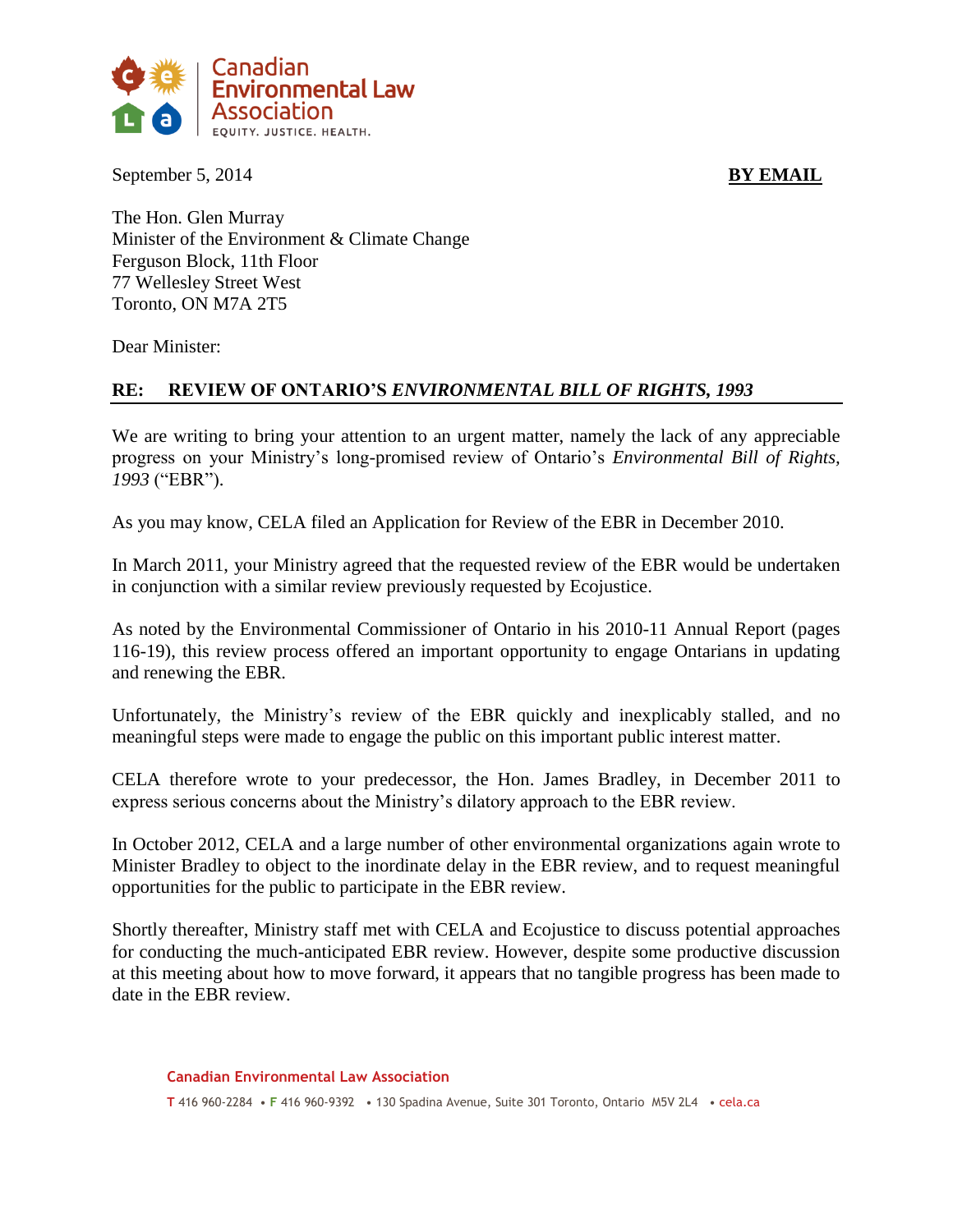Canadian Environmental Law Association

EQUITY. JUSTICE. HEALTH.

September 5, 2014 **BY EMAIL**

The Hon. Glen Murray
Minister of the Environment & Climate Change
Ferguson Block, 11th Floor
77 Wellesley Street West
Toronto, ON M7A 2T5

Dear Minister:

**RE: REVIEW OF ONTARIO'S *ENVIRONMENTAL BILL OF RIGHTS, 1993***

We are writing to bring your attention to an urgent matter, namely the lack of any appreciable progress on your Ministry's long-promised review of Ontario's *Environmental Bill of Rights, 1993* ("EBR").

As you may know, CELA filed an Application for Review of the EBR in December 2010.

In March 2011, your Ministry agreed that the requested review of the EBR would be undertaken in conjunction with a similar review previously requested by Ecojustice.

As noted by the Environmental Commissioner of Ontario in his 2010-11 Annual Report (pages 116-19), this review process offered an important opportunity to engage Ontarians in updating and renewing the EBR.

Unfortunately, the Ministry's review of the EBR quickly and inexplicably stalled, and no meaningful steps were made to engage the public on this important public interest matter.

CELA therefore wrote to your predecessor, the Hon. James Bradley, in December 2011 to express serious concerns about the Ministry's dilatory approach to the EBR review.

In October 2012, CELA and a large number of other environmental organizations again wrote to Minister Bradley to object to the inordinate delay in the EBR review, and to request meaningful opportunities for the public to participate in the EBR review.

Shortly thereafter, Ministry staff met with CELA and Ecojustice to discuss potential approaches for conducting the much-anticipated EBR review. However, despite some productive discussion at this meeting about how to move forward, it appears that no tangible progress has been made to date in the EBR review.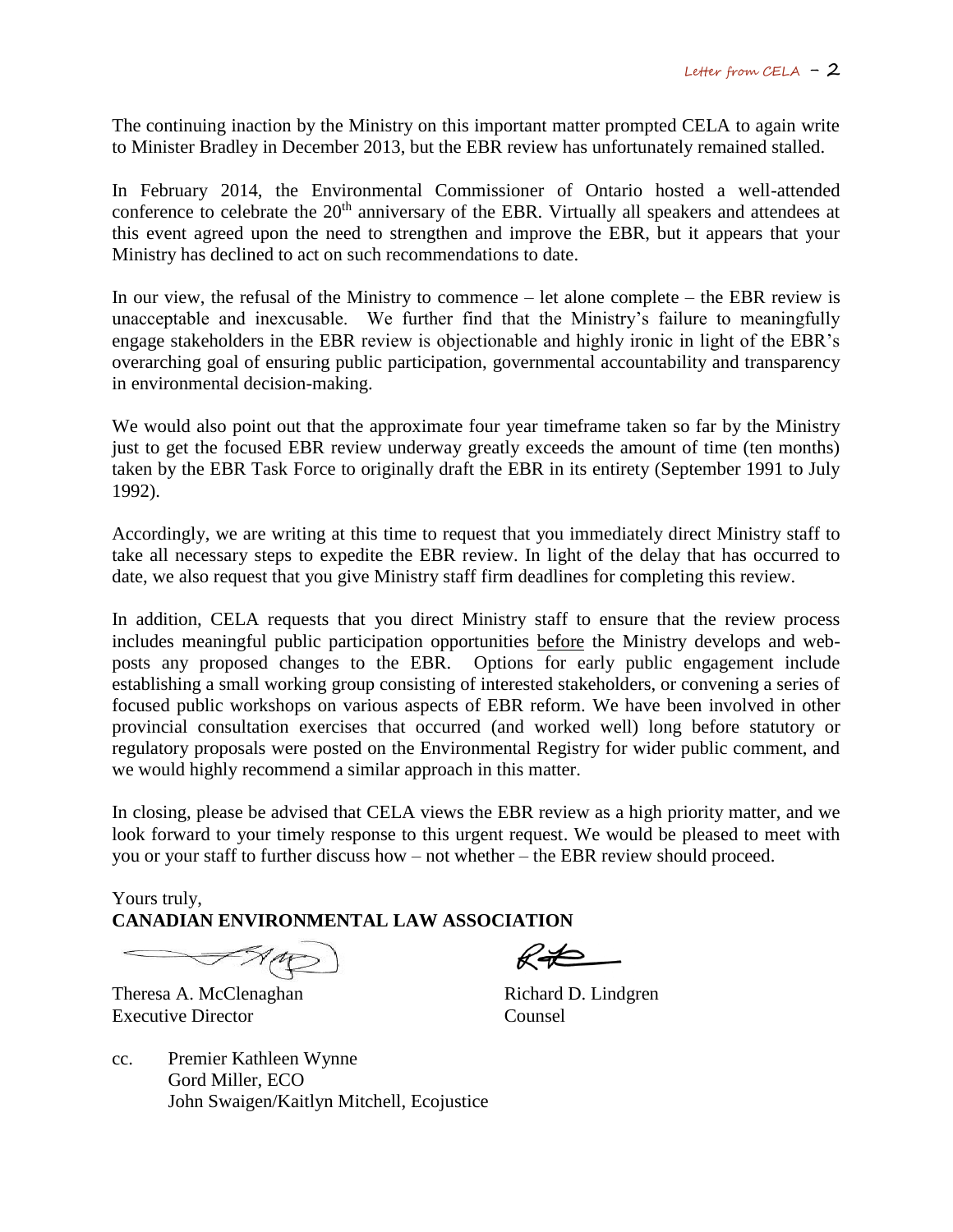The continuing inaction by the Ministry on this important matter prompted CELA to again write to Minister Bradley in December 2013, but the EBR review has unfortunately remained stalled.

In February 2014, the Environmental Commissioner of Ontario hosted a well-attended conference to celebrate the 20th anniversary of the EBR. Virtually all speakers and attendees at this event agreed upon the need to strengthen and improve the EBR, but it appears that your Ministry has declined to act on such recommendations to date.

In our view, the refusal of the Ministry to commence – let alone complete – the EBR review is unacceptable and inexcusable. We further find that the Ministry's failure to meaningfully engage stakeholders in the EBR review is objectionable and highly ironic in light of the EBR's overarching goal of ensuring public participation, governmental accountability and transparency in environmental decision-making.

We would also point out that the approximate four year timeframe taken so far by the Ministry just to get the focused EBR review underway greatly exceeds the amount of time (ten months) taken by the EBR Task Force to originally draft the EBR in its entirety (September 1991 to July 1992).

Accordingly, we are writing at this time to request that you immediately direct Ministry staff to take all necessary steps to expedite the EBR review. In light of the delay that has occurred to date, we also request that you give Ministry staff firm deadlines for completing this review.

In addition, CELA requests that you direct Ministry staff to ensure that the review process includes meaningful public participation opportunities <u>before</u> the Ministry develops and web-posts any proposed changes to the EBR. Options for early public engagement include establishing a small working group consisting of interested stakeholders, or convening a series of focused public workshops on various aspects of EBR reform. We have been involved in other provincial consultation exercises that occurred (and worked well) long before statutory or regulatory proposals were posted on the Environmental Registry for wider public comment, and we would highly recommend a similar approach in this matter.

In closing, please be advised that CELA views the EBR review as a high priority matter, and we look forward to your timely response to this urgent request. We would be pleased to meet with you or your staff to further discuss how – not whether – the EBR review should proceed.

Yours truly,
**CANADIAN ENVIRONMENTAL LAW ASSOCIATION**

Theresa A. McClenaghan
Executive Director

Richard D. Lindgren
Counsel

cc. Premier Kathleen Wynne
Gord Miller, ECO
John Swaigen/Kaitlyn Mitchell, Ecojustice